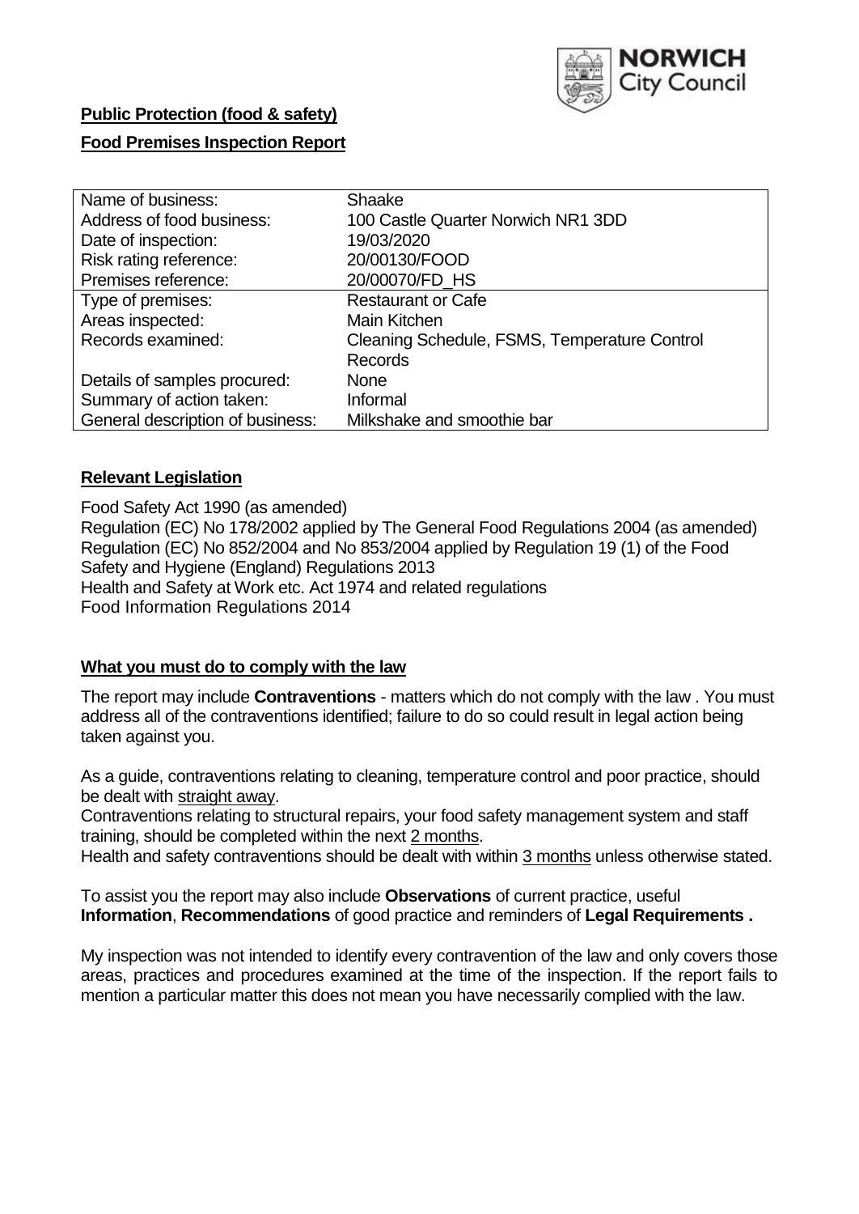**Public Protection (food & safety)**

**Food Premises Inspection Report**

| | |
|---|---|
| Name of business: | Shaake |
| Address of food business: | 100 Castle Quarter Norwich NR1 3DD |
| Date of inspection: | 19/03/2020 |
| Risk rating reference: | 20/00130/FOOD |
| Premises reference: | 20/00070/FD_HS |
| Type of premises: | Restaurant or Cafe |
| Areas inspected: | Main Kitchen |
| Records examined: | Cleaning Schedule, FSMS, Temperature Control Records |
| Details of samples procured: | None |
| Summary of action taken: | Informal |
| General description of business: | Milkshake and smoothie bar |

## Relevant Legislation

Food Safety Act 1990 (as amended)
Regulation (EC) No 178/2002 applied by The General Food Regulations 2004 (as amended)
Regulation (EC) No 852/2004 and No 853/2004 applied by Regulation 19 (1) of the Food Safety and Hygiene (England) Regulations 2013
Health and Safety at Work etc. Act 1974 and related regulations
Food Information Regulations 2014

## What you must do to comply with the law

The report may include **Contraventions** - matters which do not comply with the law . You must address all of the contraventions identified; failure to do so could result in legal action being taken against you.

As a guide, contraventions relating to cleaning, temperature control and poor practice, should be dealt with straight away.
Contraventions relating to structural repairs, your food safety management system and staff training, should be completed within the next 2 months.
Health and safety contraventions should be dealt with within 3 months unless otherwise stated.

To assist you the report may also include **Observations** of current practice, useful **Information**, **Recommendations** of good practice and reminders of **Legal Requirements .**

My inspection was not intended to identify every contravention of the law and only covers those areas, practices and procedures examined at the time of the inspection. If the report fails to mention a particular matter this does not mean you have necessarily complied with the law.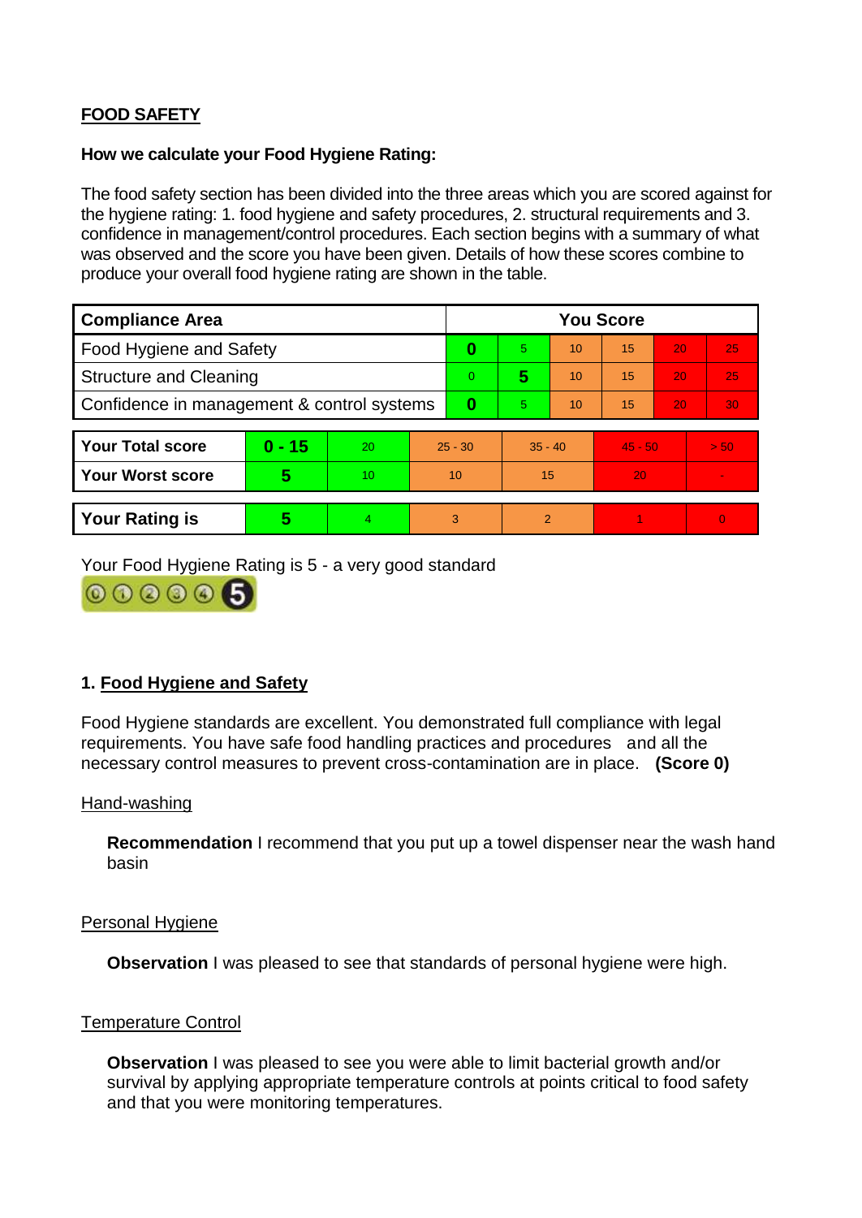**FOOD SAFETY**

**How we calculate your Food Hygiene Rating:**

The food safety section has been divided into the three areas which you are scored against for the hygiene rating: 1. food hygiene and safety procedures, 2. structural requirements and 3. confidence in management/control procedures. Each section begins with a summary of what was observed and the score you have been given. Details of how these scores combine to produce your overall food hygiene rating are shown in the table.

| Compliance Area | You Score | | | | | |
|---|---|---|---|---|---|---|
| Food Hygiene and Safety | **0** | 5 | 10 | 15 | 20 | 25 |
| Structure and Cleaning | 0 | **5** | 10 | 15 | 20 | 25 |
| Confidence in management & control systems | **0** | 5 | 10 | 15 | 20 | 30 |

| | | | | | | |
|---|---|---|---|---|---|---|
| **Your Total score** | **0 - 15** | 20 | 25 - 30 | 35 - 40 | 45 - 50 | > 50 |
| **Your Worst score** | **5** | 10 | 10 | 15 | 20 | - |

| | | | | | | |
|---|---|---|---|---|---|---|
| **Your Rating is** | **5** | 4 | 3 | 2 | 1 | 0 |

Your Food Hygiene Rating is 5 - a very good standard

## 1. Food Hygiene and Safety

Food Hygiene standards are excellent. You demonstrated full compliance with legal requirements. You have safe food handling practices and procedures and all the necessary control measures to prevent cross-contamination are in place. **(Score 0)**

Hand-washing

**Recommendation** I recommend that you put up a towel dispenser near the wash hand basin

Personal Hygiene

**Observation** I was pleased to see that standards of personal hygiene were high.

Temperature Control

**Observation** I was pleased to see you were able to limit bacterial growth and/or survival by applying appropriate temperature controls at points critical to food safety and that you were monitoring temperatures.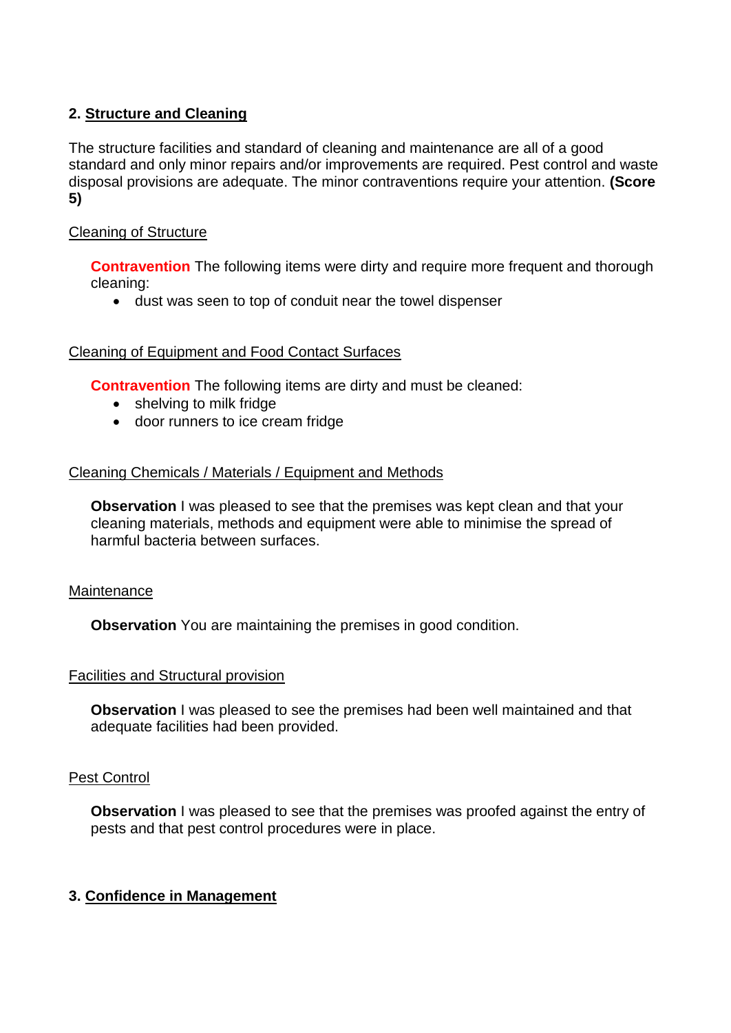## 2. Structure and Cleaning

The structure facilities and standard of cleaning and maintenance are all of a good standard and only minor repairs and/or improvements are required. Pest control and waste disposal provisions are adequate. The minor contraventions require your attention. **(Score 5)**

Cleaning of Structure

**Contravention** The following items were dirty and require more frequent and thorough cleaning:

- dust was seen to top of conduit near the towel dispenser

Cleaning of Equipment and Food Contact Surfaces

**Contravention** The following items are dirty and must be cleaned:

- shelving to milk fridge
- door runners to ice cream fridge

Cleaning Chemicals / Materials / Equipment and Methods

**Observation** I was pleased to see that the premises was kept clean and that your cleaning materials, methods and equipment were able to minimise the spread of harmful bacteria between surfaces.

Maintenance

**Observation** You are maintaining the premises in good condition.

Facilities and Structural provision

**Observation** I was pleased to see the premises had been well maintained and that adequate facilities had been provided.

Pest Control

**Observation** I was pleased to see that the premises was proofed against the entry of pests and that pest control procedures were in place.

## 3. Confidence in Management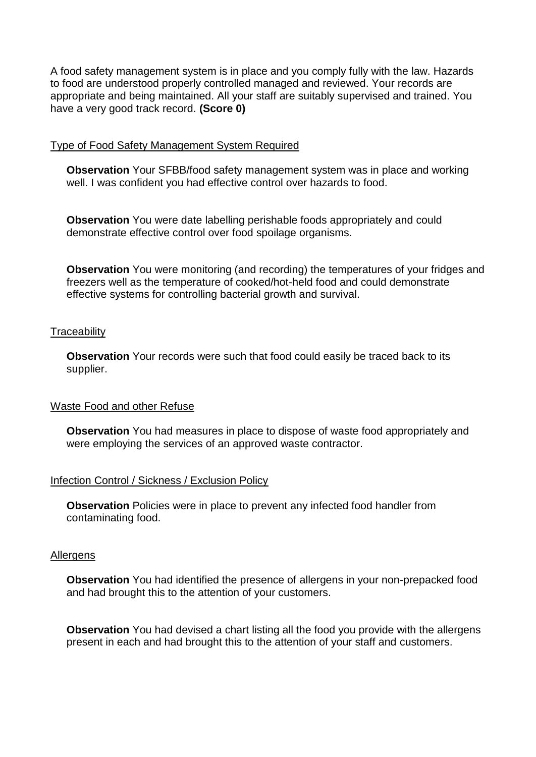A food safety management system is in place and you comply fully with the law. Hazards to food are understood properly controlled managed and reviewed. Your records are appropriate and being maintained. All your staff are suitably supervised and trained. You have a very good track record. **(Score 0)**

## Type of Food Safety Management System Required

**Observation** Your SFBB/food safety management system was in place and working well. I was confident you had effective control over hazards to food.

**Observation** You were date labelling perishable foods appropriately and could demonstrate effective control over food spoilage organisms.

**Observation** You were monitoring (and recording) the temperatures of your fridges and freezers well as the temperature of cooked/hot-held food and could demonstrate effective systems for controlling bacterial growth and survival.

## Traceability

**Observation** Your records were such that food could easily be traced back to its supplier.

## Waste Food and other Refuse

**Observation** You had measures in place to dispose of waste food appropriately and were employing the services of an approved waste contractor.

## Infection Control / Sickness / Exclusion Policy

**Observation** Policies were in place to prevent any infected food handler from contaminating food.

## Allergens

**Observation** You had identified the presence of allergens in your non-prepacked food and had brought this to the attention of your customers.

**Observation** You had devised a chart listing all the food you provide with the allergens present in each and had brought this to the attention of your staff and customers.